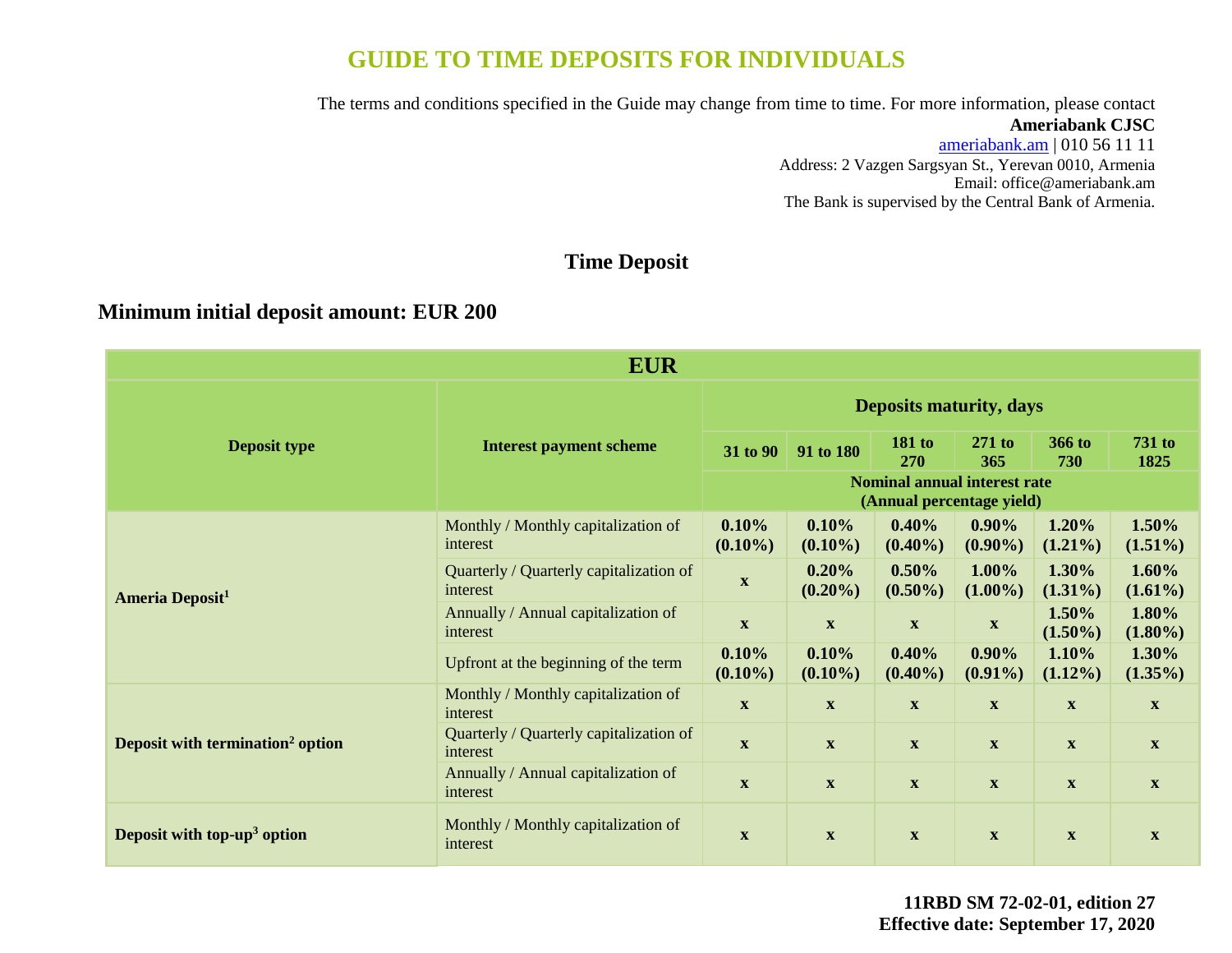# GUIDE TO TIME DEPOSITS FOR INDIVIDUALS

The terms and conditions specified in the Guide may change from time to time. For more information, please contact
**Ameriabank CJSC**
ameriabank.am | 010 56 11 11
Address: 2 Vazgen Sargsyan St., Yerevan 0010, Armenia
Email: office@ameriabank.am
The Bank is supervised by the Central Bank of Armenia.

## Time Deposit

### Minimum initial deposit amount: EUR 200

| EUR | | | | | | | |
|---|---|---|---|---|---|---|---|
| **Deposit type** | **Interest payment scheme** | **Deposits maturity, days** | | | | | |
| | | **31 to 90** | **91 to 180** | **181 to 270** | **271 to 365** | **366 to 730** | **731 to 1825** |
| | | **Nominal annual interest rate (Annual percentage yield)** | | | | | |
| **Ameria Deposit[1]** | Monthly / Monthly capitalization of interest | **0.10% (0.10%)** | **0.10% (0.10%)** | **0.40% (0.40%)** | **0.90% (0.90%)** | **1.20% (1.21%)** | **1.50% (1.51%)** |
| | Quarterly / Quarterly capitalization of interest | **x** | **0.20% (0.20%)** | **0.50% (0.50%)** | **1.00% (1.00%)** | **1.30% (1.31%)** | **1.60% (1.61%)** |
| | Annually / Annual capitalization of interest | **x** | **x** | **x** | **x** | **1.50% (1.50%)** | **1.80% (1.80%)** |
| | Upfront at the beginning of the term | **0.10% (0.10%)** | **0.10% (0.10%)** | **0.40% (0.40%)** | **0.90% (0.91%)** | **1.10% (1.12%)** | **1.30% (1.35%)** |
| **Deposit with termination[2] option** | Monthly / Monthly capitalization of interest | **x** | **x** | **x** | **x** | **x** | **x** |
| | Quarterly / Quarterly capitalization of interest | **x** | **x** | **x** | **x** | **x** | **x** |
| | Annually / Annual capitalization of interest | **x** | **x** | **x** | **x** | **x** | **x** |
| **Deposit with top-up[3] option** | Monthly / Monthly capitalization of interest | **x** | **x** | **x** | **x** | **x** | **x** |

**11RBD SM 72-02-01, edition 27**
**Effective date: September 17, 2020**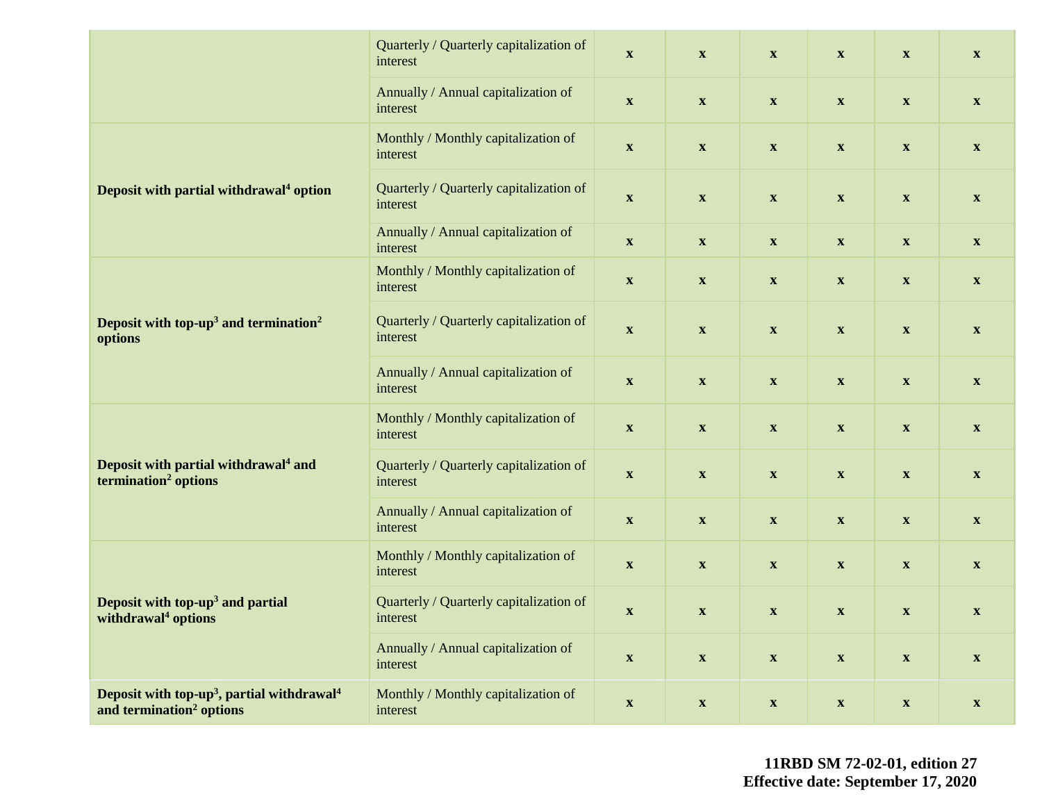| | | | | | | | |
|---|---|---|---|---|---|---|---|
| | Quarterly / Quarterly capitalization of interest | x | x | x | x | x | x |
| | Annually / Annual capitalization of interest | x | x | x | x | x | x |
| **Deposit with partial withdrawal[4] option** | Monthly / Monthly capitalization of interest | x | x | x | x | x | x |
| | Quarterly / Quarterly capitalization of interest | x | x | x | x | x | x |
| | Annually / Annual capitalization of interest | x | x | x | x | x | x |
| **Deposit with top-up[3] and termination[2] options** | Monthly / Monthly capitalization of interest | x | x | x | x | x | x |
| | Quarterly / Quarterly capitalization of interest | x | x | x | x | x | x |
| | Annually / Annual capitalization of interest | x | x | x | x | x | x |
| **Deposit with partial withdrawal[4] and termination[2] options** | Monthly / Monthly capitalization of interest | x | x | x | x | x | x |
| | Quarterly / Quarterly capitalization of interest | x | x | x | x | x | x |
| | Annually / Annual capitalization of interest | x | x | x | x | x | x |
| **Deposit with top-up[3] and partial withdrawal[4] options** | Monthly / Monthly capitalization of interest | x | x | x | x | x | x |
| | Quarterly / Quarterly capitalization of interest | x | x | x | x | x | x |
| | Annually / Annual capitalization of interest | x | x | x | x | x | x |
| **Deposit with top-up[3], partial withdrawal[4] and termination[2] options** | Monthly / Monthly capitalization of interest | x | x | x | x | x | x |

**11RBD SM 72-02-01, edition 27**
**Effective date: September 17, 2020**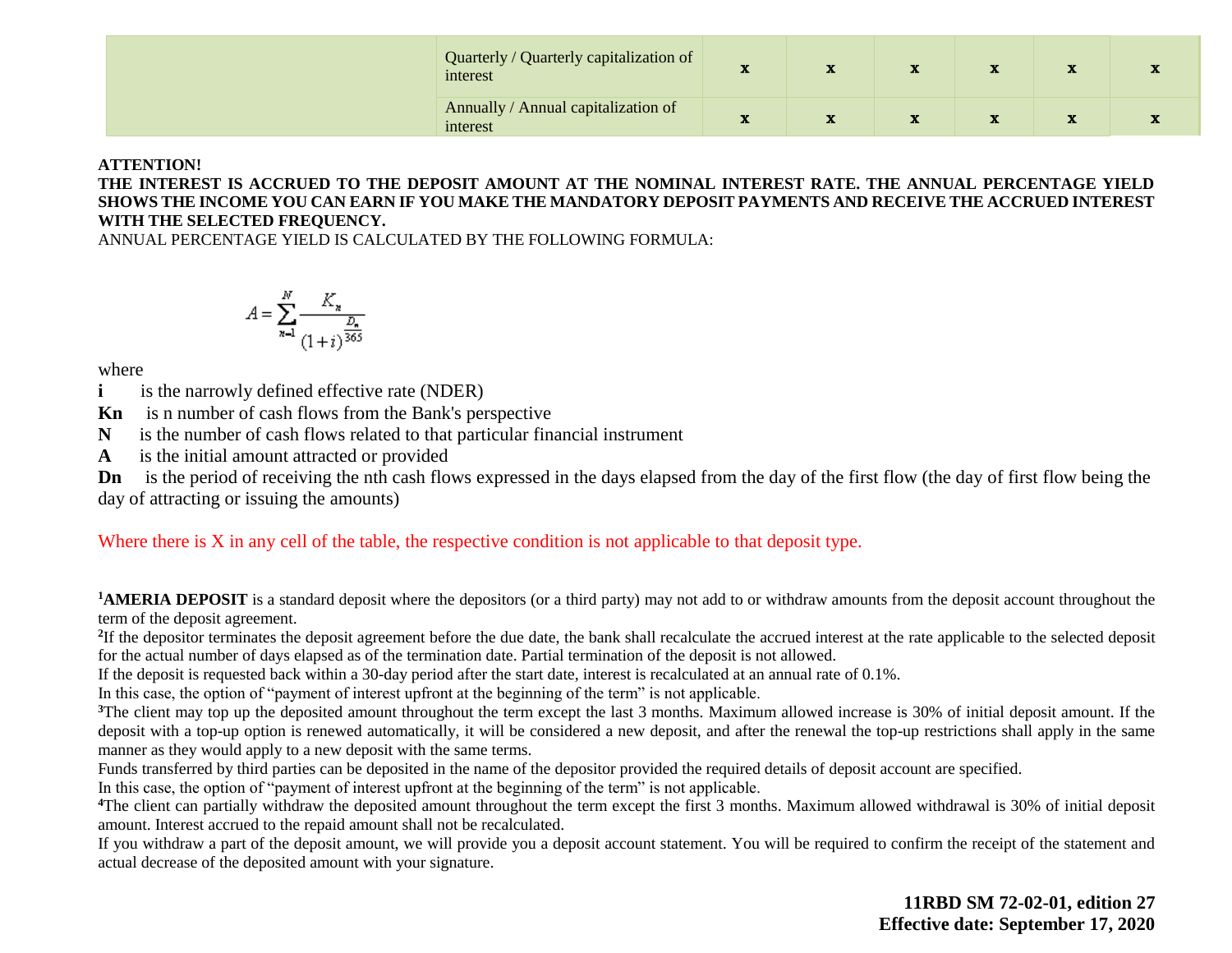| | | | | | | | |
|---|---|---|---|---|---|---|---|
| | Quarterly / Quarterly capitalization of interest | x | x | x | x | x | x |
| | Annually / Annual capitalization of interest | x | x | x | x | x | x |

**ATTENTION!**

**THE INTEREST IS ACCRUED TO THE DEPOSIT AMOUNT AT THE NOMINAL INTEREST RATE. THE ANNUAL PERCENTAGE YIELD SHOWS THE INCOME YOU CAN EARN IF YOU MAKE THE MANDATORY DEPOSIT PAYMENTS AND RECEIVE THE ACCRUED INTEREST WITH THE SELECTED FREQUENCY.**

ANNUAL PERCENTAGE YIELD IS CALCULATED BY THE FOLLOWING FORMULA:

$$A = \sum_{n=1}^{N} \frac{K_n}{(1+i)^{\frac{D_n}{365}}}$$

where

**i** is the narrowly defined effective rate (NDER)

**Kn** is n number of cash flows from the Bank's perspective

**N** is the number of cash flows related to that particular financial instrument

**A** is the initial amount attracted or provided

**Dn** is the period of receiving the nth cash flows expressed in the days elapsed from the day of the first flow (the day of first flow being the day of attracting or issuing the amounts)

Where there is X in any cell of the table, the respective condition is not applicable to that deposit type.

[1]**AMERIA DEPOSIT** is a standard deposit where the depositors (or a third party) may not add to or withdraw amounts from the deposit account throughout the term of the deposit agreement.

[2]If the depositor terminates the deposit agreement before the due date, the bank shall recalculate the accrued interest at the rate applicable to the selected deposit for the actual number of days elapsed as of the termination date. Partial termination of the deposit is not allowed.

If the deposit is requested back within a 30-day period after the start date, interest is recalculated at an annual rate of 0.1%.

In this case, the option of "payment of interest upfront at the beginning of the term" is not applicable.

[3]The client may top up the deposited amount throughout the term except the last 3 months. Maximum allowed increase is 30% of initial deposit amount. If the deposit with a top-up option is renewed automatically, it will be considered a new deposit, and after the renewal the top-up restrictions shall apply in the same manner as they would apply to a new deposit with the same terms.

Funds transferred by third parties can be deposited in the name of the depositor provided the required details of deposit account are specified.

In this case, the option of "payment of interest upfront at the beginning of the term" is not applicable.

[4]The client can partially withdraw the deposited amount throughout the term except the first 3 months. Maximum allowed withdrawal is 30% of initial deposit amount. Interest accrued to the repaid amount shall not be recalculated.

If you withdraw a part of the deposit amount, we will provide you a deposit account statement. You will be required to confirm the receipt of the statement and actual decrease of the deposited amount with your signature.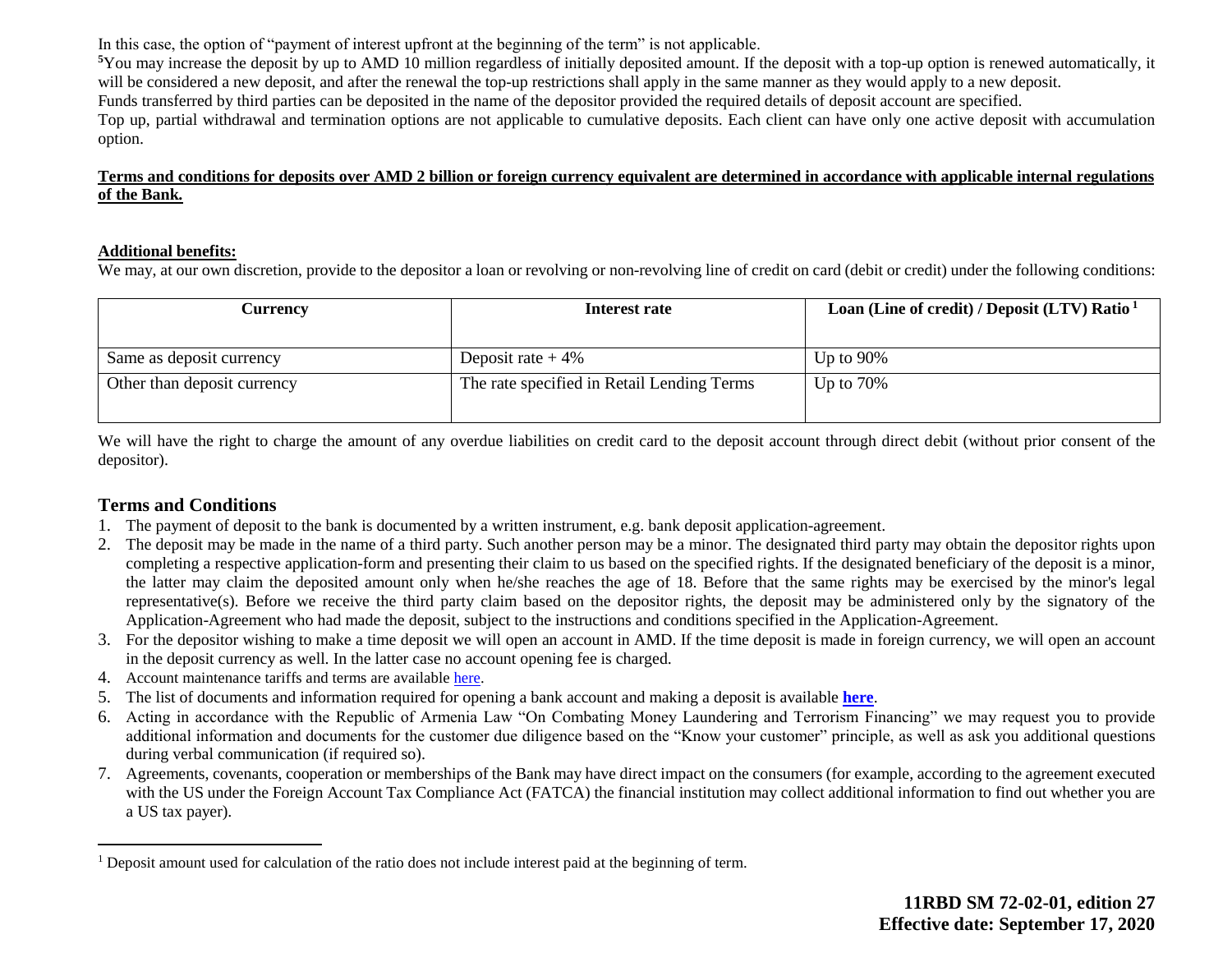In this case, the option of "payment of interest upfront at the beginning of the term" is not applicable.

[5]You may increase the deposit by up to AMD 10 million regardless of initially deposited amount. If the deposit with a top-up option is renewed automatically, it will be considered a new deposit, and after the renewal the top-up restrictions shall apply in the same manner as they would apply to a new deposit.

Funds transferred by third parties can be deposited in the name of the depositor provided the required details of deposit account are specified.

Top up, partial withdrawal and termination options are not applicable to cumulative deposits. Each client can have only one active deposit with accumulation option.

**Terms and conditions for deposits over AMD 2 billion or foreign currency equivalent are determined in accordance with applicable internal regulations of the Bank.**

**Additional benefits:**

We may, at our own discretion, provide to the depositor a loan or revolving or non-revolving line of credit on card (debit or credit) under the following conditions:

| Currency | Interest rate | Loan (Line of credit) / Deposit (LTV) Ratio [1] |
|---|---|---|
| Same as deposit currency | Deposit rate + 4% | Up to 90% |
| Other than deposit currency | The rate specified in Retail Lending Terms | Up to 70% |

We will have the right to charge the amount of any overdue liabilities on credit card to the deposit account through direct debit (without prior consent of the depositor).

## Terms and Conditions

1. The payment of deposit to the bank is documented by a written instrument, e.g. bank deposit application-agreement.
2. The deposit may be made in the name of a third party. Such another person may be a minor. The designated third party may obtain the depositor rights upon completing a respective application-form and presenting their claim to us based on the specified rights. If the designated beneficiary of the deposit is a minor, the latter may claim the deposited amount only when he/she reaches the age of 18. Before that the same rights may be exercised by the minor's legal representative(s). Before we receive the third party claim based on the depositor rights, the deposit may be administered only by the signatory of the Application-Agreement who had made the deposit, subject to the instructions and conditions specified in the Application-Agreement.
3. For the depositor wishing to make a time deposit we will open an account in AMD. If the time deposit is made in foreign currency, we will open an account in the deposit currency as well. In the latter case no account opening fee is charged.
4. Account maintenance tariffs and terms are available here.
5. The list of documents and information required for opening a bank account and making a deposit is available **here**.
6. Acting in accordance with the Republic of Armenia Law "On Combating Money Laundering and Terrorism Financing" we may request you to provide additional information and documents for the customer due diligence based on the "Know your customer" principle, as well as ask you additional questions during verbal communication (if required so).
7. Agreements, covenants, cooperation or memberships of the Bank may have direct impact on the consumers (for example, according to the agreement executed with the US under the Foreign Account Tax Compliance Act (FATCA) the financial institution may collect additional information to find out whether you are a US tax payer).

[1] Deposit amount used for calculation of the ratio does not include interest paid at the beginning of term.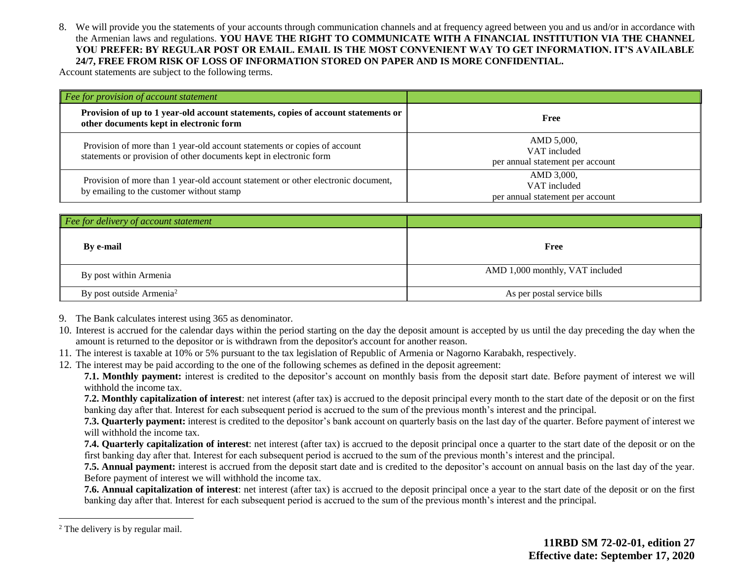8. We will provide you the statements of your accounts through communication channels and at frequency agreed between you and us and/or in accordance with the Armenian laws and regulations. **YOU HAVE THE RIGHT TO COMMUNICATE WITH A FINANCIAL INSTITUTION VIA THE CHANNEL YOU PREFER: BY REGULAR POST OR EMAIL. EMAIL IS THE MOST CONVENIENT WAY TO GET INFORMATION. IT'S AVAILABLE 24/7, FREE FROM RISK OF LOSS OF INFORMATION STORED ON PAPER AND IS MORE CONFIDENTIAL.**

Account statements are subject to the following terms.

| *Fee for provision of account statement* | |
|---|---|
| **Provision of up to 1 year-old account statements, copies of account statements or other documents kept in electronic form** | **Free** |
| Provision of more than 1 year-old account statements or copies of account statements or provision of other documents kept in electronic form | AMD 5,000, VAT included per annual statement per account |
| Provision of more than 1 year-old account statement or other electronic document, by emailing to the customer without stamp | AMD 3,000, VAT included per annual statement per account |

| *Fee for delivery of account statement* | |
|---|---|
| **By e-mail** | **Free** |
| By post within Armenia | AMD 1,000 monthly, VAT included |
| By post outside Armenia[2] | As per postal service bills |

9. The Bank calculates interest using 365 as denominator.
10. Interest is accrued for the calendar days within the period starting on the day the deposit amount is accepted by us until the day preceding the day when the amount is returned to the depositor or is withdrawn from the depositor's account for another reason.
11. The interest is taxable at 10% or 5% pursuant to the tax legislation of Republic of Armenia or Nagorno Karabakh, respectively.
12. The interest may be paid according to the one of the following schemes as defined in the deposit agreement:

**7.1. Monthly payment:** interest is credited to the depositor's account on monthly basis from the deposit start date. Before payment of interest we will withhold the income tax.

**7.2. Monthly capitalization of interest**: net interest (after tax) is accrued to the deposit principal every month to the start date of the deposit or on the first banking day after that. Interest for each subsequent period is accrued to the sum of the previous month's interest and the principal.

**7.3. Quarterly payment:** interest is credited to the depositor's bank account on quarterly basis on the last day of the quarter. Before payment of interest we will withhold the income tax.

**7.4. Quarterly capitalization of interest**: net interest (after tax) is accrued to the deposit principal once a quarter to the start date of the deposit or on the first banking day after that. Interest for each subsequent period is accrued to the sum of the previous month's interest and the principal.

**7.5. Annual payment:** interest is accrued from the deposit start date and is credited to the depositor's account on annual basis on the last day of the year. Before payment of interest we will withhold the income tax.

**7.6. Annual capitalization of interest**: net interest (after tax) is accrued to the deposit principal once a year to the start date of the deposit or on the first banking day after that. Interest for each subsequent period is accrued to the sum of the previous month's interest and the principal.

[2] The delivery is by regular mail.

**11RBD SM 72-02-01, edition 27**
**Effective date: September 17, 2020**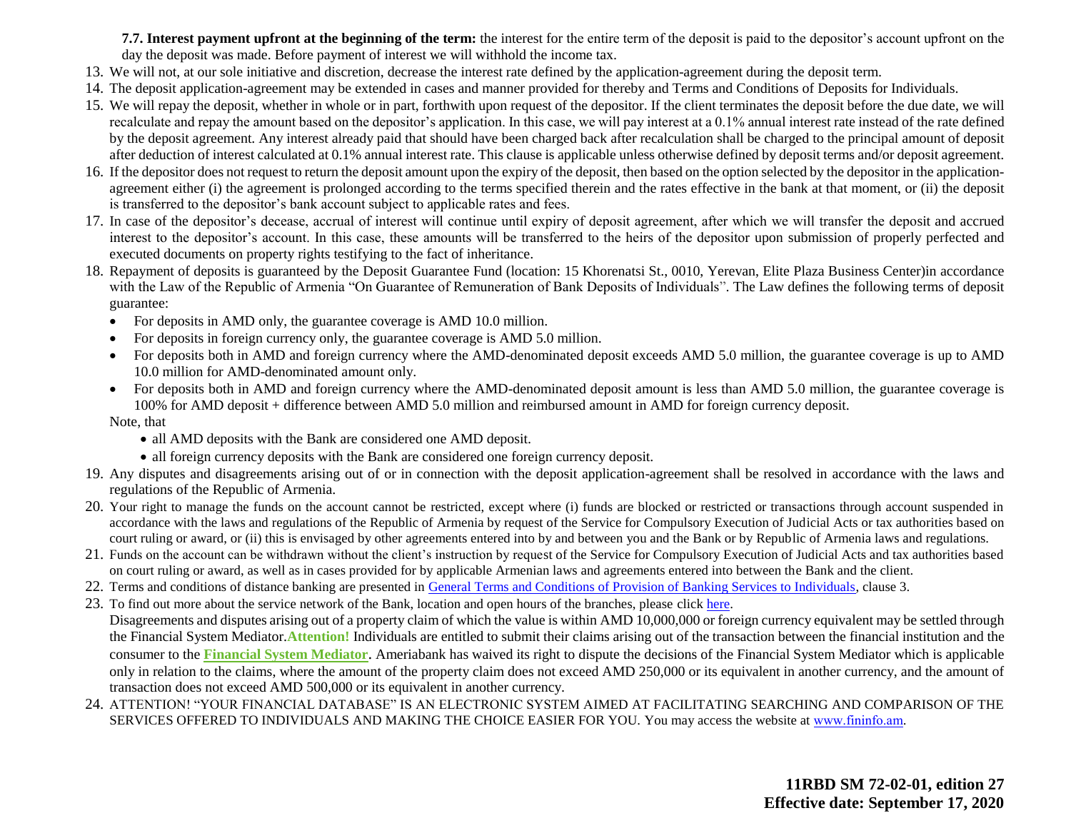**7.7. Interest payment upfront at the beginning of the term:** the interest for the entire term of the deposit is paid to the depositor's account upfront on the day the deposit was made. Before payment of interest we will withhold the income tax.

13. We will not, at our sole initiative and discretion, decrease the interest rate defined by the application-agreement during the deposit term.
14. The deposit application-agreement may be extended in cases and manner provided for thereby and Terms and Conditions of Deposits for Individuals.
15. We will repay the deposit, whether in whole or in part, forthwith upon request of the depositor. If the client terminates the deposit before the due date, we will recalculate and repay the amount based on the depositor's application. In this case, we will pay interest at a 0.1% annual interest rate instead of the rate defined by the deposit agreement. Any interest already paid that should have been charged back after recalculation shall be charged to the principal amount of deposit after deduction of interest calculated at 0.1% annual interest rate. This clause is applicable unless otherwise defined by deposit terms and/or deposit agreement.
16. If the depositor does not request to return the deposit amount upon the expiry of the deposit, then based on the option selected by the depositor in the application-agreement either (i) the agreement is prolonged according to the terms specified therein and the rates effective in the bank at that moment, or (ii) the deposit is transferred to the depositor's bank account subject to applicable rates and fees.
17. In case of the depositor's decease, accrual of interest will continue until expiry of deposit agreement, after which we will transfer the deposit and accrued interest to the depositor's account. In this case, these amounts will be transferred to the heirs of the depositor upon submission of properly perfected and executed documents on property rights testifying to the fact of inheritance.
18. Repayment of deposits is guaranteed by the Deposit Guarantee Fund (location: 15 Khorenatsi St., 0010, Yerevan, Elite Plaza Business Center)in accordance with the Law of the Republic of Armenia "On Guarantee of Remuneration of Bank Deposits of Individuals". The Law defines the following terms of deposit guarantee:
    - For deposits in AMD only, the guarantee coverage is AMD 10.0 million.
    - For deposits in foreign currency only, the guarantee coverage is AMD 5.0 million.
    - For deposits both in AMD and foreign currency where the AMD-denominated deposit exceeds AMD 5.0 million, the guarantee coverage is up to AMD 10.0 million for AMD-denominated amount only.
    - For deposits both in AMD and foreign currency where the AMD-denominated deposit amount is less than AMD 5.0 million, the guarantee coverage is 100% for AMD deposit + difference between AMD 5.0 million and reimbursed amount in AMD for foreign currency deposit.

    Note, that
    - all AMD deposits with the Bank are considered one AMD deposit.
    - all foreign currency deposits with the Bank are considered one foreign currency deposit.
19. Any disputes and disagreements arising out of or in connection with the deposit application-agreement shall be resolved in accordance with the laws and regulations of the Republic of Armenia.
20. Your right to manage the funds on the account cannot be restricted, except where (i) funds are blocked or restricted or transactions through account suspended in accordance with the laws and regulations of the Republic of Armenia by request of the Service for Compulsory Execution of Judicial Acts or tax authorities based on court ruling or award, or (ii) this is envisaged by other agreements entered into by and between you and the Bank or by Republic of Armenia laws and regulations.
21. Funds on the account can be withdrawn without the client's instruction by request of the Service for Compulsory Execution of Judicial Acts and tax authorities based on court ruling or award, as well as in cases provided for by applicable Armenian laws and agreements entered into between the Bank and the client.
22. Terms and conditions of distance banking are presented in General Terms and Conditions of Provision of Banking Services to Individuals, clause 3.
23. To find out more about the service network of the Bank, location and open hours of the branches, please click here.
    Disagreements and disputes arising out of a property claim of which the value is within AMD 10,000,000 or foreign currency equivalent may be settled through the Financial System Mediator.**Attention!** Individuals are entitled to submit their claims arising out of the transaction between the financial institution and the consumer to the **Financial System Mediator**. Ameriabank has waived its right to dispute the decisions of the Financial System Mediator which is applicable only in relation to the claims, where the amount of the property claim does not exceed AMD 250,000 or its equivalent in another currency, and the amount of transaction does not exceed AMD 500,000 or its equivalent in another currency.
24. ATTENTION! "YOUR FINANCIAL DATABASE" IS AN ELECTRONIC SYSTEM AIMED AT FACILITATING SEARCHING AND COMPARISON OF THE SERVICES OFFERED TO INDIVIDUALS AND MAKING THE CHOICE EASIER FOR YOU. You may access the website at www.fininfo.am.

**11RBD SM 72-02-01, edition 27**
**Effective date: September 17, 2020**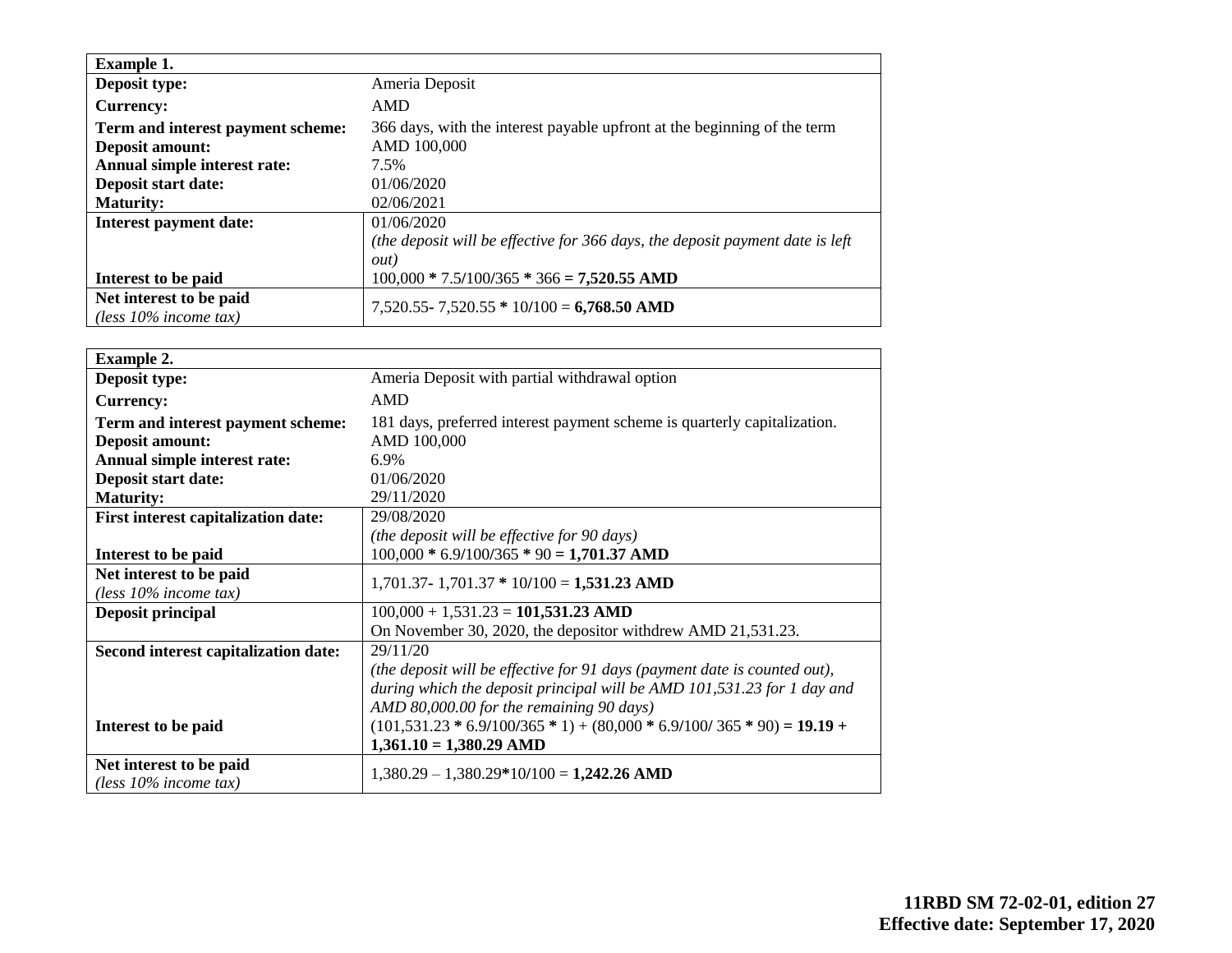| **Example 1.** | |
|---|---|
| **Deposit type:** | Ameria Deposit |
| **Currency:** | AMD |
| **Term and interest payment scheme:** | 366 days, with the interest payable upfront at the beginning of the term |
| **Deposit amount:** | AMD 100,000 |
| **Annual simple interest rate:** | 7.5% |
| **Deposit start date:** | 01/06/2020 |
| **Maturity:** | 02/06/2021 |
| **Interest payment date:** | 01/06/2020<br>*(the deposit will be effective for 366 days, the deposit payment date is left out)* |
| **Interest to be paid** | 100,000 **\*** 7.5/100/365 **\*** 366 **= 7,520.55 AMD** |
| **Net interest to be paid**<br>*(less 10% income tax)* | 7,520.55- 7,520.55 **\*** 10/100 = **6,768.50 AMD** |

| **Example 2.** | |
|---|---|
| **Deposit type:** | Ameria Deposit with partial withdrawal option |
| **Currency:** | AMD |
| **Term and interest payment scheme:** | 181 days, preferred interest payment scheme is quarterly capitalization. |
| **Deposit amount:** | AMD 100,000 |
| **Annual simple interest rate:** | 6.9% |
| **Deposit start date:** | 01/06/2020 |
| **Maturity:** | 29/11/2020 |
| **First interest capitalization date:** | 29/08/2020<br>*(the deposit will be effective for 90 days)* |
| **Interest to be paid** | 100,000 **\*** 6.9/100/365 **\*** 90 **= 1,701.37 AMD** |
| **Net interest to be paid**<br>*(less 10% income tax)* | 1,701.37- 1,701.37 **\*** 10/100 = **1,531.23 AMD** |
| **Deposit principal** | 100,000 + 1,531.23 = **101,531.23 AMD**<br>On November 30, 2020, the depositor withdrew AMD 21,531.23. |
| **Second interest capitalization date:** | 29/11/20<br>*(the deposit will be effective for 91 days (payment date is counted out), during which the deposit principal will be AMD 101,531.23 for 1 day and AMD 80,000.00 for the remaining 90 days)* |
| **Interest to be paid** | (101,531.23 **\*** 6.9/100/365 **\*** 1) + (80,000 **\*** 6.9/100/ 365 **\*** 90) **= 19.19 + 1,361.10 = 1,380.29 AMD** |
| **Net interest to be paid**<br>*(less 10% income tax)* | 1,380.29 – 1,380.29**\***10/100 = **1,242.26 AMD** |

**11RBD SM 72-02-01, edition 27**
**Effective date: September 17, 2020**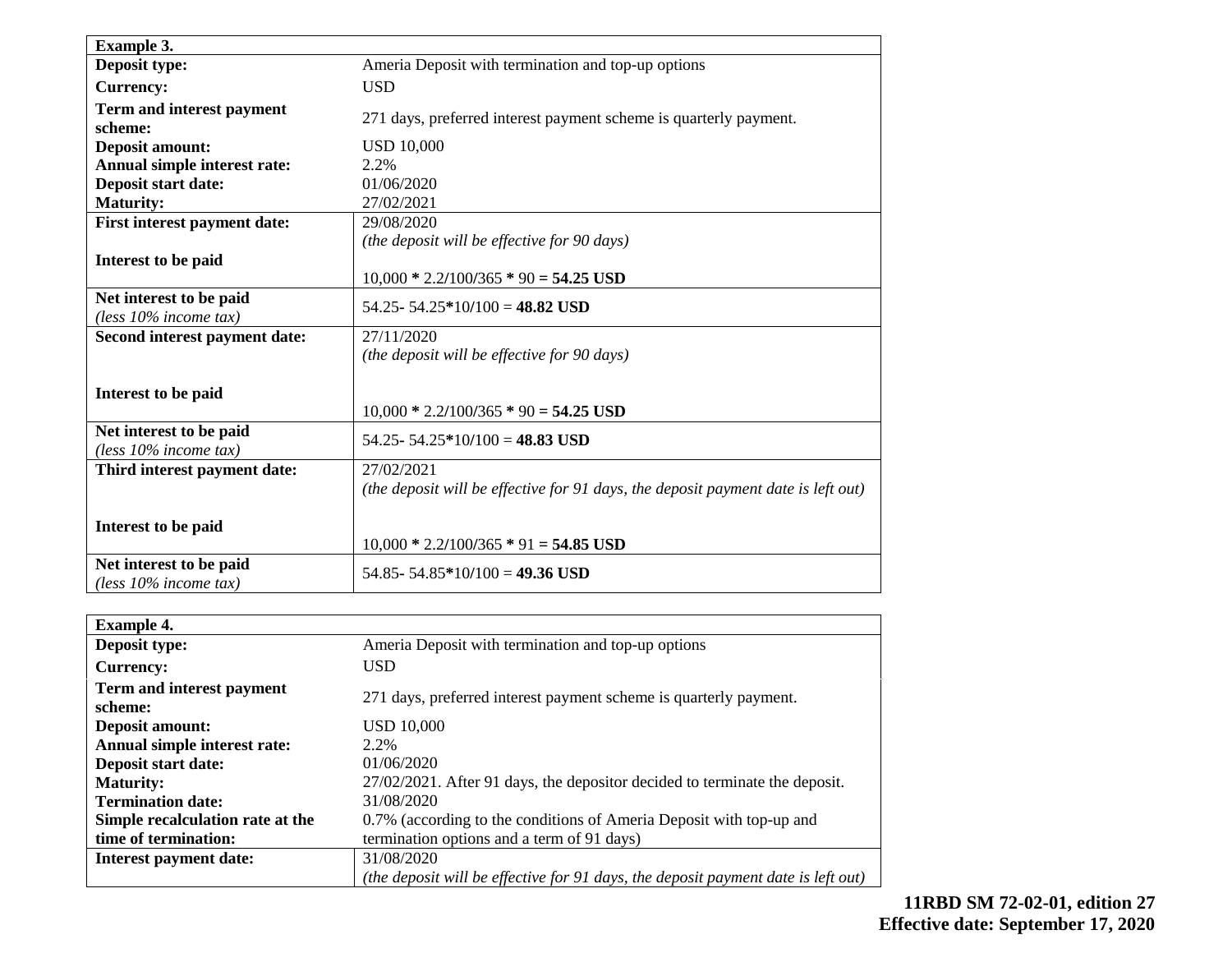| Example 3. | |
|---|---|
| **Deposit type:** | Ameria Deposit with termination and top-up options |
| **Currency:** | USD |
| **Term and interest payment scheme:** | 271 days, preferred interest payment scheme is quarterly payment. |
| **Deposit amount:** | USD 10,000 |
| **Annual simple interest rate:** | 2.2% |
| **Deposit start date:** | 01/06/2020 |
| **Maturity:** | 27/02/2021 |
| **First interest payment date:**<br><br>**Interest to be paid** | 29/08/2020<br>*(the deposit will be effective for 90 days)*<br><br>10,000 * 2.2/100/365 * 90 = **54.25 USD** |
| **Net interest to be paid**<br>*(less 10% income tax)* | 54.25- 54.25*10/100 = **48.82 USD** |
| **Second interest payment date:**<br><br>**Interest to be paid** | 27/11/2020<br>*(the deposit will be effective for 90 days)*<br><br>10,000 * 2.2/100/365 * 90 = **54.25 USD** |
| **Net interest to be paid**<br>*(less 10% income tax)* | 54.25- 54.25*10/100 = **48.83 USD** |
| **Third interest payment date:**<br><br>**Interest to be paid** | 27/02/2021<br>*(the deposit will be effective for 91 days, the deposit payment date is left out)*<br><br>10,000 * 2.2/100/365 * 91 = **54.85 USD** |
| **Net interest to be paid**<br>*(less 10% income tax)* | 54.85- 54.85*10/100 = **49.36 USD** |

| Example 4. | |
|---|---|
| **Deposit type:** | Ameria Deposit with termination and top-up options |
| **Currency:** | USD |
| **Term and interest payment scheme:** | 271 days, preferred interest payment scheme is quarterly payment. |
| **Deposit amount:** | USD 10,000 |
| **Annual simple interest rate:** | 2.2% |
| **Deposit start date:** | 01/06/2020 |
| **Maturity:** | 27/02/2021. After 91 days, the depositor decided to terminate the deposit. |
| **Termination date:** | 31/08/2020 |
| **Simple recalculation rate at the time of termination:** | 0.7% (according to the conditions of Ameria Deposit with top-up and termination options and a term of 91 days) |
| **Interest payment date:** | 31/08/2020<br>*(the deposit will be effective for 91 days, the deposit payment date is left out)* |

**11RBD SM 72-02-01, edition 27**
**Effective date: September 17, 2020**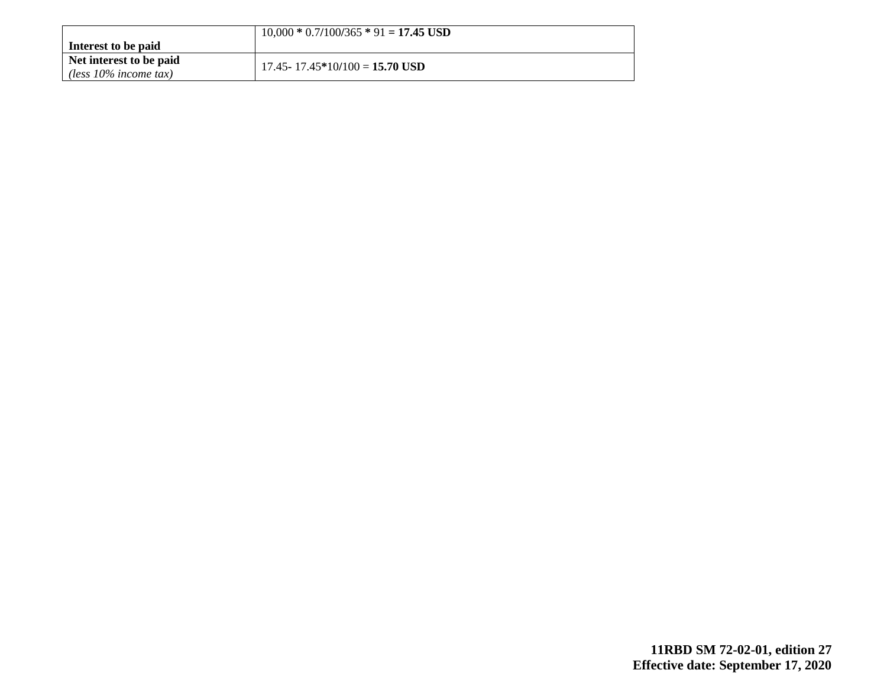| | |
|---|---|
| **Interest to be paid** | 10,000 **\*** 0.7/100/365 **\*** 91 **= 17.45 USD** |
| **Net interest to be paid** *(less 10% income tax)* | 17.45- 17.45**\***10/100 = **15.70 USD** |